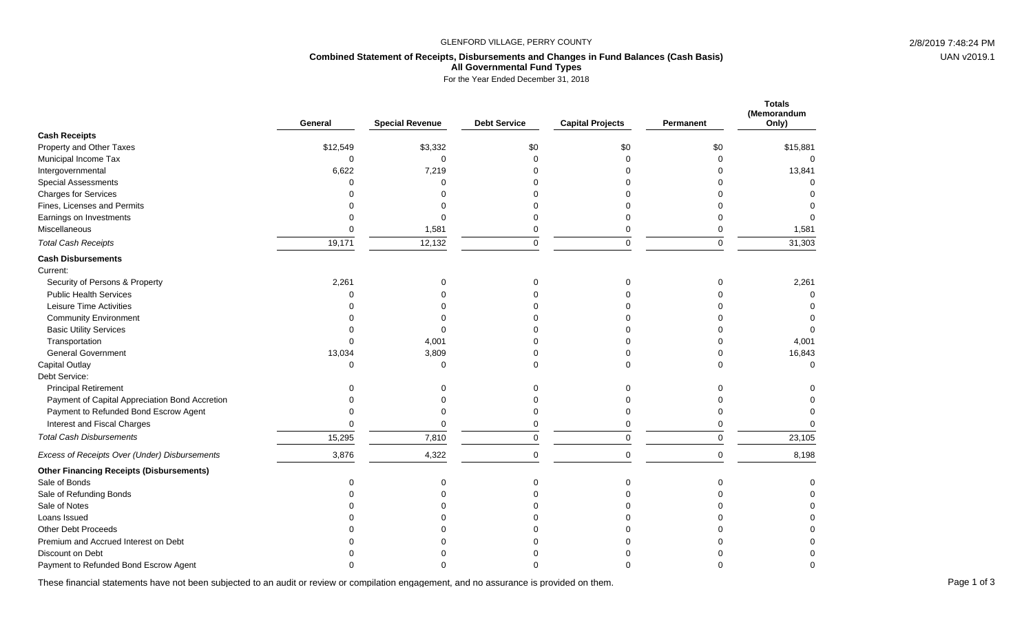GLENFORD VILLAGE, PERRY COUNTY

**Combined Statement of Receipts, Disbursements and Changes in Fund Balances (Cash Basis)**
**All Governmental Fund Types**
For the Year Ended December 31, 2018

| | General | Special Revenue | Debt Service | Capital Projects | Permanent | Totals (Memorandum Only) |
|---|---|---|---|---|---|---|
| **Cash Receipts** | | | | | | |
| Property and Other Taxes | $12,549 | $3,332 | $0 | $0 | $0 | $15,881 |
| Municipal Income Tax | 0 | 0 | 0 | 0 | 0 | 0 |
| Intergovernmental | 6,622 | 7,219 | 0 | 0 | 0 | 13,841 |
| Special Assessments | 0 | 0 | 0 | 0 | 0 | 0 |
| Charges for Services | 0 | 0 | 0 | 0 | 0 | 0 |
| Fines, Licenses and Permits | 0 | 0 | 0 | 0 | 0 | 0 |
| Earnings on Investments | 0 | 0 | 0 | 0 | 0 | 0 |
| Miscellaneous | 0 | 1,581 | 0 | 0 | 0 | 1,581 |
| *Total Cash Receipts* | 19,171 | 12,132 | 0 | 0 | 0 | 31,303 |
| **Cash Disbursements** | | | | | | |
| Current: | | | | | | |
| Security of Persons & Property | 2,261 | 0 | 0 | 0 | 0 | 2,261 |
| Public Health Services | 0 | 0 | 0 | 0 | 0 | 0 |
| Leisure Time Activities | 0 | 0 | 0 | 0 | 0 | 0 |
| Community Environment | 0 | 0 | 0 | 0 | 0 | 0 |
| Basic Utility Services | 0 | 0 | 0 | 0 | 0 | 0 |
| Transportation | 0 | 4,001 | 0 | 0 | 0 | 4,001 |
| General Government | 13,034 | 3,809 | 0 | 0 | 0 | 16,843 |
| Capital Outlay | 0 | 0 | 0 | 0 | 0 | 0 |
| Debt Service: | | | | | | |
| Principal Retirement | 0 | 0 | 0 | 0 | 0 | 0 |
| Payment of Capital Appreciation Bond Accretion | 0 | 0 | 0 | 0 | 0 | 0 |
| Payment to Refunded Bond Escrow Agent | 0 | 0 | 0 | 0 | 0 | 0 |
| Interest and Fiscal Charges | 0 | 0 | 0 | 0 | 0 | 0 |
| *Total Cash Disbursements* | 15,295 | 7,810 | 0 | 0 | 0 | 23,105 |
| *Excess of Receipts Over (Under) Disbursements* | 3,876 | 4,322 | 0 | 0 | 0 | 8,198 |
| **Other Financing Receipts (Disbursements)** | | | | | | |
| Sale of Bonds | 0 | 0 | 0 | 0 | 0 | 0 |
| Sale of Refunding Bonds | 0 | 0 | 0 | 0 | 0 | 0 |
| Sale of Notes | 0 | 0 | 0 | 0 | 0 | 0 |
| Loans Issued | 0 | 0 | 0 | 0 | 0 | 0 |
| Other Debt Proceeds | 0 | 0 | 0 | 0 | 0 | 0 |
| Premium and Accrued Interest on Debt | 0 | 0 | 0 | 0 | 0 | 0 |
| Discount on Debt | 0 | 0 | 0 | 0 | 0 | 0 |
| Payment to Refunded Bond Escrow Agent | 0 | 0 | 0 | 0 | 0 | 0 |

These financial statements have not been subjected to an audit or review or compilation engagement, and no assurance is provided on them.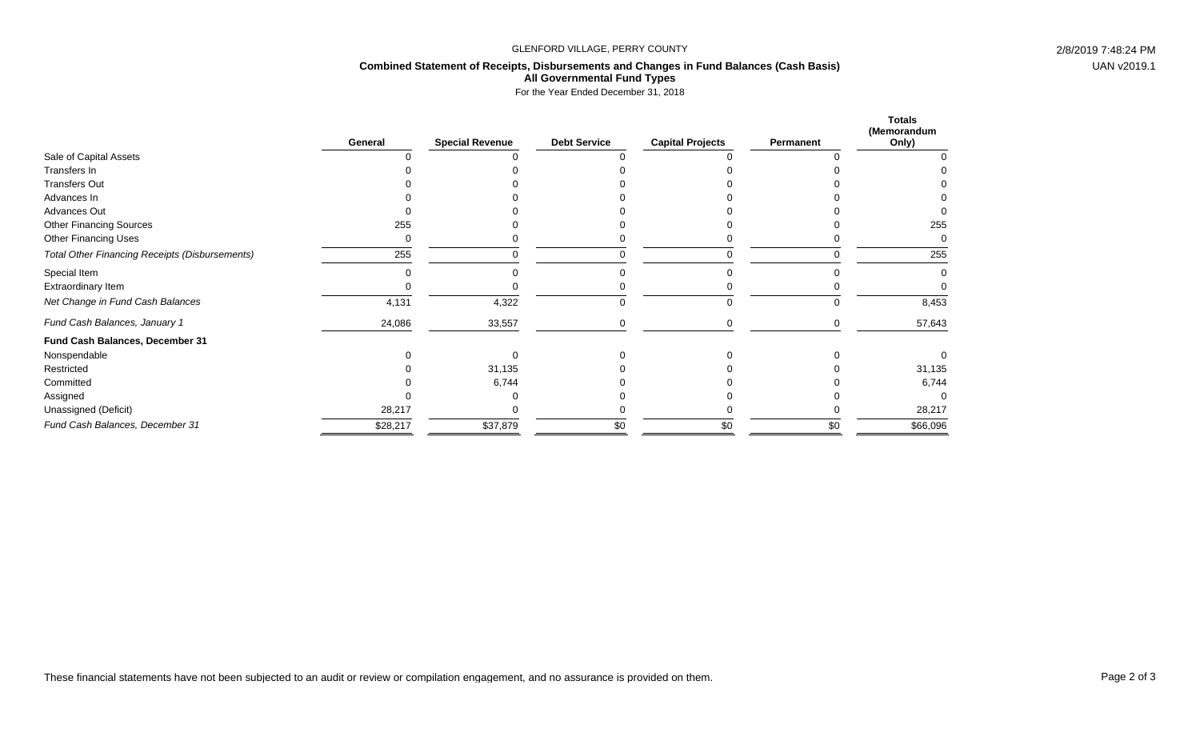GLENFORD VILLAGE, PERRY COUNTY

**Combined Statement of Receipts, Disbursements and Changes in Fund Balances (Cash Basis)**
**All Governmental Fund Types**
For the Year Ended December 31, 2018

2/8/2019 7:48:24 PM
UAN v2019.1

| | General | Special Revenue | Debt Service | Capital Projects | Permanent | Totals (Memorandum Only) |
|---|---|---|---|---|---|---|
| Sale of Capital Assets | 0 | 0 | 0 | 0 | 0 | 0 |
| Transfers In | 0 | 0 | 0 | 0 | 0 | 0 |
| Transfers Out | 0 | 0 | 0 | 0 | 0 | 0 |
| Advances In | 0 | 0 | 0 | 0 | 0 | 0 |
| Advances Out | 0 | 0 | 0 | 0 | 0 | 0 |
| Other Financing Sources | 255 | 0 | 0 | 0 | 0 | 255 |
| Other Financing Uses | 0 | 0 | 0 | 0 | 0 | 0 |
| *Total Other Financing Receipts (Disbursements)* | 255 | 0 | 0 | 0 | 0 | 255 |
| Special Item | 0 | 0 | 0 | 0 | 0 | 0 |
| Extraordinary Item | 0 | 0 | 0 | 0 | 0 | 0 |
| *Net Change in Fund Cash Balances* | 4,131 | 4,322 | 0 | 0 | 0 | 8,453 |
| *Fund Cash Balances, January 1* | 24,086 | 33,557 | 0 | 0 | 0 | 57,643 |
| **Fund Cash Balances, December 31** | | | | | | |
| Nonspendable | 0 | 0 | 0 | 0 | 0 | 0 |
| Restricted | 0 | 31,135 | 0 | 0 | 0 | 31,135 |
| Committed | 0 | 6,744 | 0 | 0 | 0 | 6,744 |
| Assigned | 0 | 0 | 0 | 0 | 0 | 0 |
| Unassigned (Deficit) | 28,217 | 0 | 0 | 0 | 0 | 28,217 |
| *Fund Cash Balances, December 31* | $28,217 | $37,879 | $0 | $0 | $0 | $66,096 |

These financial statements have not been subjected to an audit or review or compilation engagement, and no assurance is provided on them.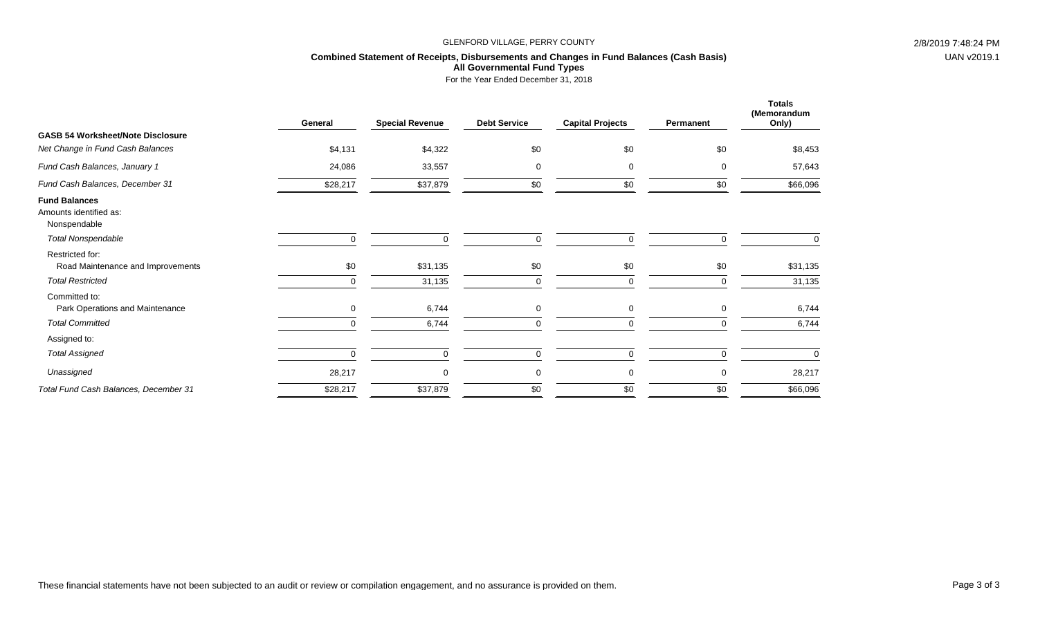GLENFORD VILLAGE, PERRY COUNTY

**Combined Statement of Receipts, Disbursements and Changes in Fund Balances (Cash Basis)**
**All Governmental Fund Types**
For the Year Ended December 31, 2018

| | General | Special Revenue | Debt Service | Capital Projects | Permanent | Totals (Memorandum Only) |
|---|---|---|---|---|---|---|
| **GASB 54 Worksheet/Note Disclosure** | | | | | | |
| *Net Change in Fund Cash Balances* | $4,131 | $4,322 | $0 | $0 | $0 | $8,453 |
| *Fund Cash Balances, January 1* | 24,086 | 33,557 | 0 | 0 | 0 | 57,643 |
| *Fund Cash Balances, December 31* | $28,217 | $37,879 | $0 | $0 | $0 | $66,096 |
| **Fund Balances** | | | | | | |
| Amounts identified as: | | | | | | |
| Nonspendable | | | | | | |
| *Total Nonspendable* | 0 | 0 | 0 | 0 | 0 | 0 |
| Restricted for: | | | | | | |
| Road Maintenance and Improvements | $0 | $31,135 | $0 | $0 | $0 | $31,135 |
| *Total Restricted* | 0 | 31,135 | 0 | 0 | 0 | 31,135 |
| Committed to: | | | | | | |
| Park Operations and Maintenance | 0 | 6,744 | 0 | 0 | 0 | 6,744 |
| *Total Committed* | 0 | 6,744 | 0 | 0 | 0 | 6,744 |
| Assigned to: | | | | | | |
| *Total Assigned* | 0 | 0 | 0 | 0 | 0 | 0 |
| *Unassigned* | 28,217 | 0 | 0 | 0 | 0 | 28,217 |
| *Total Fund Cash Balances, December 31* | $28,217 | $37,879 | $0 | $0 | $0 | $66,096 |

These financial statements have not been subjected to an audit or review or compilation engagement, and no assurance is provided on them.